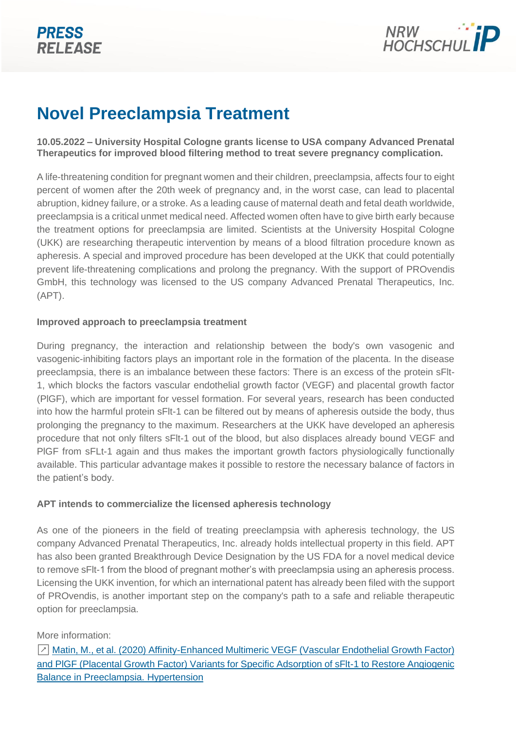**PRESS RELEASE**

NRW HOCHSCHUL iP

# Novel Preeclampsia Treatment

**10.05.2022 – University Hospital Cologne grants license to USA company Advanced Prenatal Therapeutics for improved blood filtering method to treat severe pregnancy complication.**

A life-threatening condition for pregnant women and their children, preeclampsia, affects four to eight percent of women after the 20th week of pregnancy and, in the worst case, can lead to placental abruption, kidney failure, or a stroke. As a leading cause of maternal death and fetal death worldwide, preeclampsia is a critical unmet medical need. Affected women often have to give birth early because the treatment options for preeclampsia are limited. Scientists at the University Hospital Cologne (UKK) are researching therapeutic intervention by means of a blood filtration procedure known as apheresis. A special and improved procedure has been developed at the UKK that could potentially prevent life-threatening complications and prolong the pregnancy. With the support of PROvendis GmbH, this technology was licensed to the US company Advanced Prenatal Therapeutics, Inc. (APT).

**Improved approach to preeclampsia treatment**

During pregnancy, the interaction and relationship between the body's own vasogenic and vasogenic-inhibiting factors plays an important role in the formation of the placenta. In the disease preeclampsia, there is an imbalance between these factors: There is an excess of the protein sFlt-1, which blocks the factors vascular endothelial growth factor (VEGF) and placental growth factor (PlGF), which are important for vessel formation. For several years, research has been conducted into how the harmful protein sFlt-1 can be filtered out by means of apheresis outside the body, thus prolonging the pregnancy to the maximum. Researchers at the UKK have developed an apheresis procedure that not only filters sFlt-1 out of the blood, but also displaces already bound VEGF and PlGF from sFLt-1 again and thus makes the important growth factors physiologically functionally available. This particular advantage makes it possible to restore the necessary balance of factors in the patient's body.

**APT intends to commercialize the licensed apheresis technology**

As one of the pioneers in the field of treating preeclampsia with apheresis technology, the US company Advanced Prenatal Therapeutics, Inc. already holds intellectual property in this field. APT has also been granted Breakthrough Device Designation by the US FDA for a novel medical device to remove sFlt-1 from the blood of pregnant mother's with preeclampsia using an apheresis process. Licensing the UKK invention, for which an international patent has already been filed with the support of PROvendis, is another important step on the company's path to a safe and reliable therapeutic option for preeclampsia.

More information:

↗ Matin, M., et al. (2020) Affinity-Enhanced Multimeric VEGF (Vascular Endothelial Growth Factor) and PlGF (Placental Growth Factor) Variants for Specific Adsorption of sFlt-1 to Restore Angiogenic Balance in Preeclampsia. Hypertension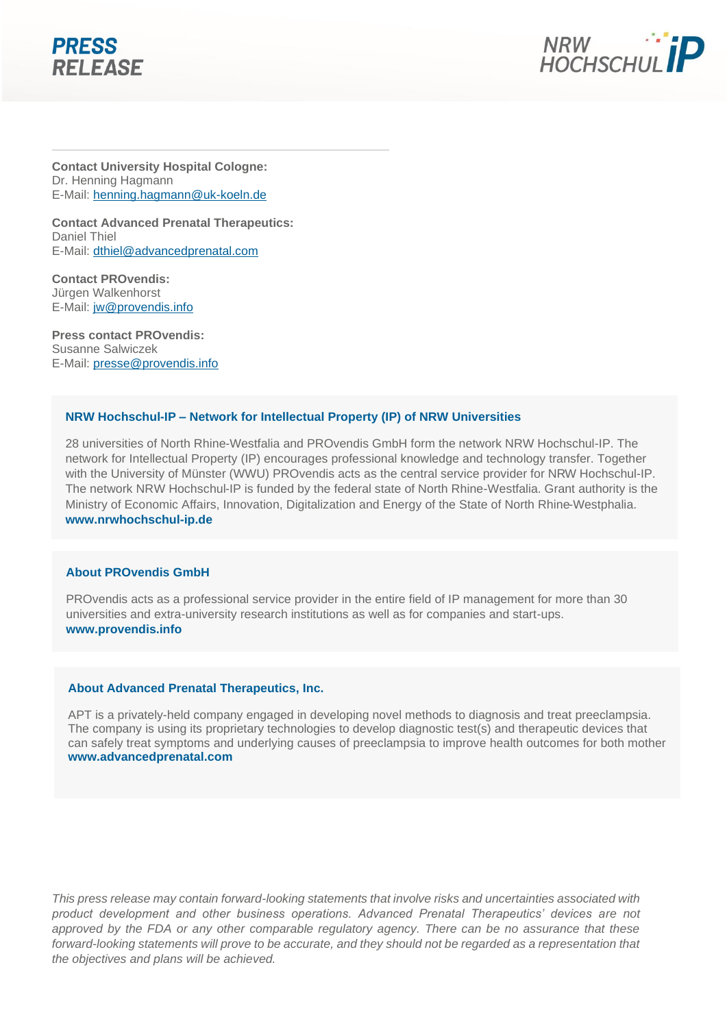**Contact University Hospital Cologne:**
Dr. Henning Hagmann
E-Mail: henning.hagmann@uk-koeln.de

**Contact Advanced Prenatal Therapeutics:**
Daniel Thiel
E-Mail: dthiel@advancedprenatal.com

**Contact PROvendis:**
Jürgen Walkenhorst
E-Mail: jw@provendis.info

**Press contact PROvendis:**
Susanne Salwiczek
E-Mail: presse@provendis.info

### NRW Hochschul-IP – Network for Intellectual Property (IP) of NRW Universities

28 universities of North Rhine-Westfalia and PROvendis GmbH form the network NRW Hochschul-IP. The network for Intellectual Property (IP) encourages professional knowledge and technology transfer. Together with the University of Münster (WWU) PROvendis acts as the central service provider for NRW Hochschul-IP. The network NRW Hochschul-IP is funded by the federal state of North Rhine-Westfalia. Grant authority is the Ministry of Economic Affairs, Innovation, Digitalization and Energy of the State of North Rhine-Westphalia.
**www.nrwhochschul-ip.de**

### About PROvendis GmbH

PROvendis acts as a professional service provider in the entire field of IP management for more than 30 universities and extra-university research institutions as well as for companies and start-ups.
**www.provendis.info**

### About Advanced Prenatal Therapeutics, Inc.

APT is a privately-held company engaged in developing novel methods to diagnosis and treat preeclampsia. The company is using its proprietary technologies to develop diagnostic test(s) and therapeutic devices that can safely treat symptoms and underlying causes of preeclampsia to improve health outcomes for both mother
**www.advancedprenatal.com**

*This press release may contain forward-looking statements that involve risks and uncertainties associated with product development and other business operations. Advanced Prenatal Therapeutics' devices are not approved by the FDA or any other comparable regulatory agency. There can be no assurance that these forward-looking statements will prove to be accurate, and they should not be regarded as a representation that the objectives and plans will be achieved.*